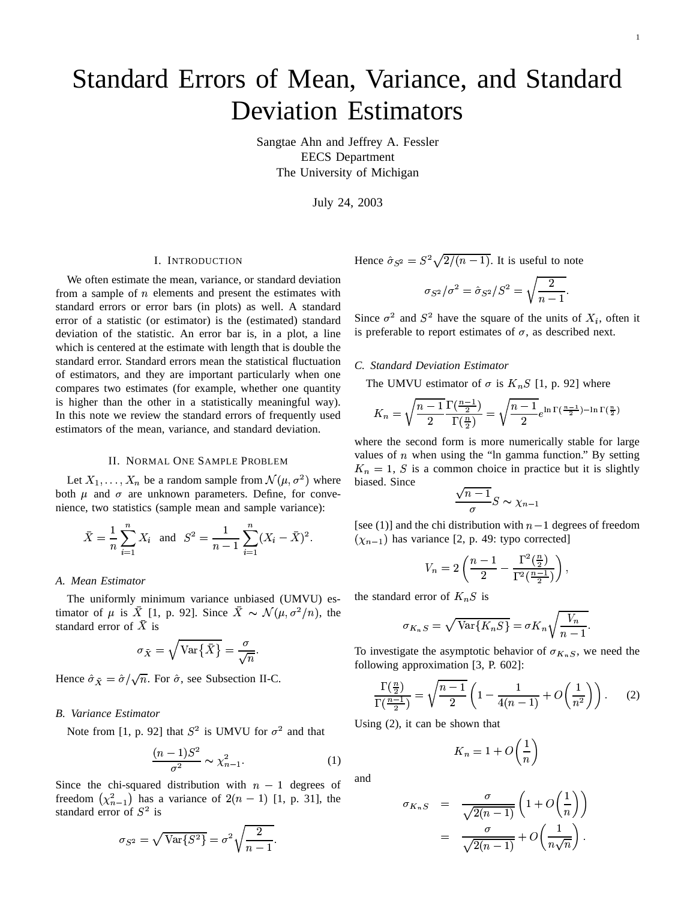# Standard Errors of Mean, Variance, and Standard Deviation Estimators

Sangtae Ahn and Jeffrey A. Fessler
EECS Department
The University of Michigan

July 24, 2003

## I. Introduction

We often estimate the mean, variance, or standard deviation from a sample of $n$ elements and present the estimates with standard errors or error bars (in plots) as well. A standard error of a statistic (or estimator) is the (estimated) standard deviation of the statistic. An error bar is, in a plot, a line which is centered at the estimate with length that is double the standard error. Standard errors mean the statistical fluctuation of estimators, and they are important particularly when one compares two estimates (for example, whether one quantity is higher than the other in a statistically meaningful way). In this note we review the standard errors of frequently used estimators of the mean, variance, and standard deviation.

## II. Normal One Sample Problem

Let $X_1, \ldots, X_n$ be a random sample from $\mathcal{N}(\mu, \sigma^2)$ where both $\mu$ and $\sigma$ are unknown parameters. Define, for convenience, two statistics (sample mean and sample variance):

$$\bar{X} = \frac{1}{n}\sum_{i=1}^{n} X_i \quad \text{and} \quad S^2 = \frac{1}{n-1}\sum_{i=1}^{n}(X_i - \bar{X})^2.$$

### A. Mean Estimator

The uniformly minimum variance unbiased (UMVU) estimator of $\mu$ is $\bar{X}$ [1, p. 92]. Since $\bar{X} \sim \mathcal{N}(\mu, \sigma^2/n)$, the standard error of $\bar{X}$ is

$$\sigma_{\bar{X}} = \sqrt{\text{Var}\{\bar{X}\}} = \frac{\sigma}{\sqrt{n}}.$$

Hence $\hat{\sigma}_{\bar{X}} = \hat{\sigma}/\sqrt{n}$. For $\hat{\sigma}$, see Subsection II-C.

### B. Variance Estimator

Note from [1, p. 92] that $S^2$ is UMVU for $\sigma^2$ and that

$$\frac{(n-1)S^2}{\sigma^2} \sim \chi^2_{n-1}. \qquad (1)$$

Since the chi-squared distribution with $n-1$ degrees of freedom $\left(\chi^2_{n-1}\right)$ has a variance of $2(n-1)$ [1, p. 31], the standard error of $S^2$ is

$$\sigma_{S^2} = \sqrt{\text{Var}\{S^2\}} = \sigma^2\sqrt{\frac{2}{n-1}}.$$

Hence $\hat{\sigma}_{S^2} = S^2\sqrt{2/(n-1)}$. It is useful to note

$$\sigma_{S^2}/\sigma^2 = \hat{\sigma}_{S^2}/S^2 = \sqrt{\frac{2}{n-1}}.$$

Since $\sigma^2$ and $S^2$ have the square of the units of $X_i$, often it is preferable to report estimates of $\sigma$, as described next.

### C. Standard Deviation Estimator

The UMVU estimator of $\sigma$ is $K_n S$ [1, p. 92] where

$$K_n = \sqrt{\frac{n-1}{2}}\frac{\Gamma(\frac{n-1}{2})}{\Gamma(\frac{n}{2})} = \sqrt{\frac{n-1}{2}}e^{\ln\Gamma(\frac{n-1}{2}) - \ln\Gamma(\frac{n}{2})}$$

where the second form is more numerically stable for large values of $n$ when using the "ln gamma function." By setting $K_n = 1$, $S$ is a common choice in practice but it is slightly biased. Since

$$\frac{\sqrt{n-1}}{\sigma}S \sim \chi_{n-1}$$

[see (1)] and the chi distribution with $n-1$ degrees of freedom $(\chi_{n-1})$ has variance [2, p. 49: typo corrected]

$$V_n = 2\left(\frac{n-1}{2} - \frac{\Gamma^2(\frac{n}{2})}{\Gamma^2(\frac{n-1}{2})}\right),$$

the standard error of $K_n S$ is

$$\sigma_{K_n S} = \sqrt{\text{Var}\{K_n S\}} = \sigma K_n\sqrt{\frac{V_n}{n-1}}.$$

To investigate the asymptotic behavior of $\sigma_{K_n S}$, we need the following approximation [3, P. 602]:

$$\frac{\Gamma(\frac{n}{2})}{\Gamma(\frac{n-1}{2})} = \sqrt{\frac{n-1}{2}}\left(1 - \frac{1}{4(n-1)} + O\left(\frac{1}{n^2}\right)\right). \qquad (2)$$

Using (2), it can be shown that

$$K_n = 1 + O\left(\frac{1}{n}\right)$$

and

$$\begin{aligned}
\sigma_{K_n S} &= \frac{\sigma}{\sqrt{2(n-1)}}\left(1 + O\left(\frac{1}{n}\right)\right) \\
&= \frac{\sigma}{\sqrt{2(n-1)}} + O\left(\frac{1}{n\sqrt{n}}\right).
\end{aligned}$$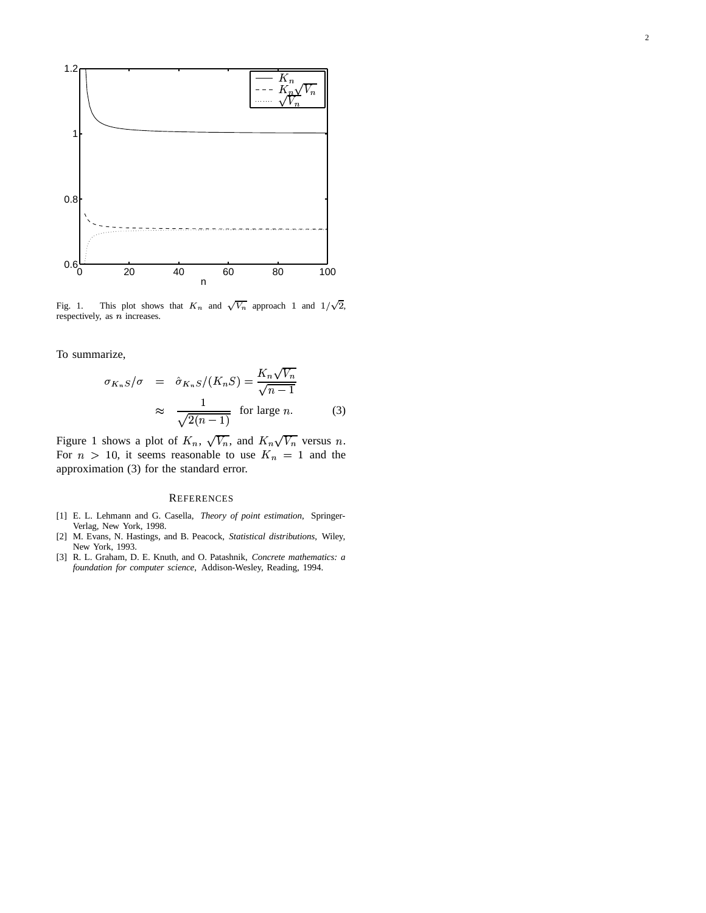1.2

1

0.8

0.6

0 20 40 60 80 100

n

$K_n$

$K_n\sqrt{V_n}$

$\sqrt{V_n}$

Fig. 1. This plot shows that $K_n$ and $\sqrt{V_n}$ approach 1 and $1/\sqrt{2}$, respectively, as $n$ increases.

To summarize,

$$
\begin{aligned}
\sigma_{K_n S}/\sigma &= \hat{\sigma}_{K_n S}/(K_n S) = \frac{K_n\sqrt{V_n}}{\sqrt{n-1}} \\
&\approx \frac{1}{\sqrt{2(n-1)}} \quad \text{for large } n. \qquad (3)
\end{aligned}
$$

Figure 1 shows a plot of $K_n$, $\sqrt{V_n}$, and $K_n\sqrt{V_n}$ versus $n$. For $n > 10$, it seems reasonable to use $K_n = 1$ and the approximation (3) for the standard error.

## References

[1] E. L. Lehmann and G. Casella, *Theory of point estimation*, Springer-Verlag, New York, 1998.

[2] M. Evans, N. Hastings, and B. Peacock, *Statistical distributions*, Wiley, New York, 1993.

[3] R. L. Graham, D. E. Knuth, and O. Patashnik, *Concrete mathematics: a foundation for computer science*, Addison-Wesley, Reading, 1994.